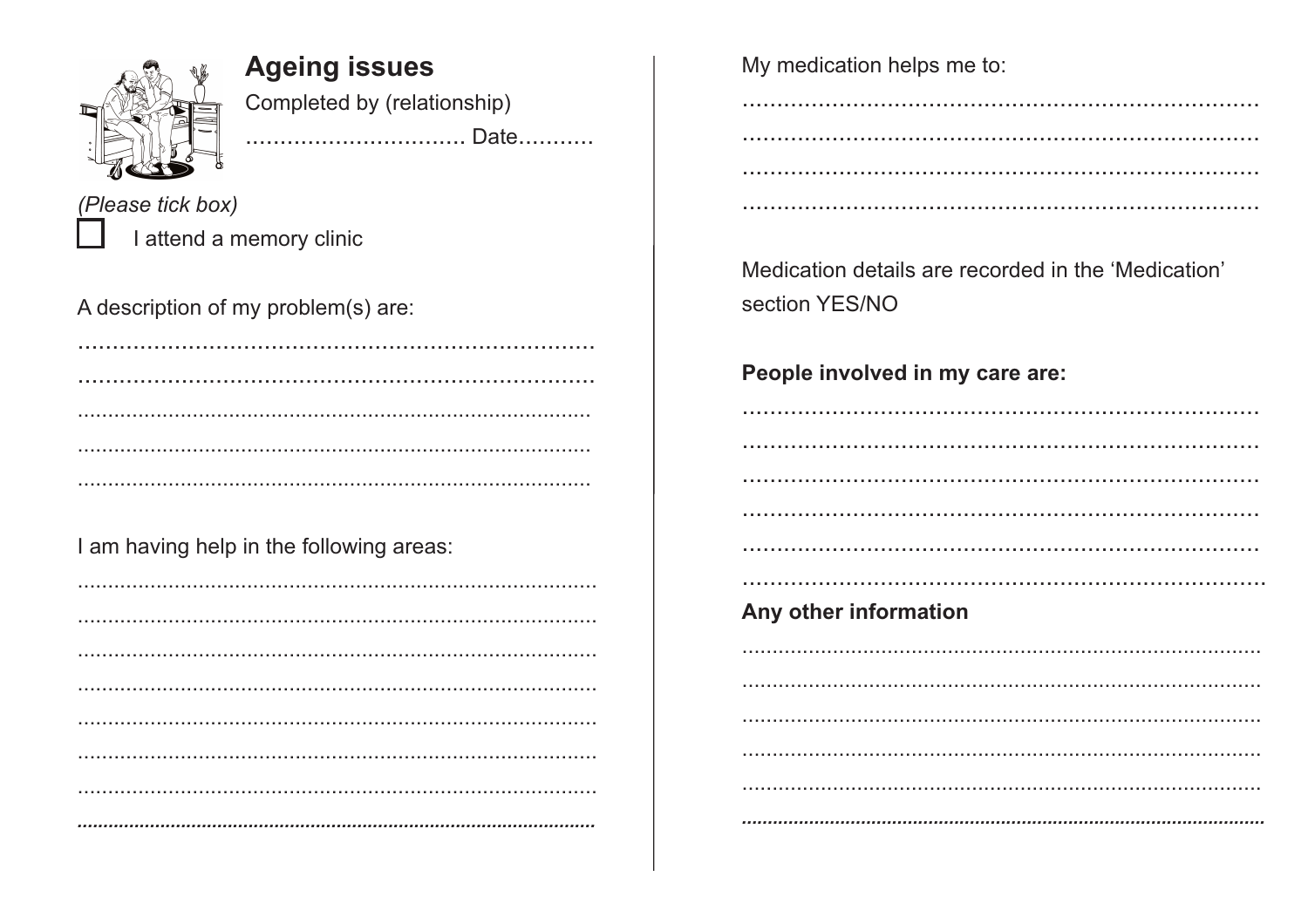## Ageing issues

Completed by (relationship)

................................ Date...........

*(Please tick box)*

☐ I attend a memory clinic

A description of my problem(s) are:

..........................................................................
..........................................................................
..........................................................................
..........................................................................
..........................................................................

I am having help in the following areas:

..........................................................................
..........................................................................
..........................................................................
..........................................................................
..........................................................................
..........................................................................
..........................................................................
..........................................................................

My medication helps me to:

..........................................................................
..........................................................................
..........................................................................
..........................................................................

Medication details are recorded in the 'Medication' section YES/NO

**People involved in my care are:**

..........................................................................
..........................................................................
..........................................................................
..........................................................................
..........................................................................
..........................................................................

**Any other information**

..........................................................................
..........................................................................
..........................................................................
..........................................................................
..........................................................................
..........................................................................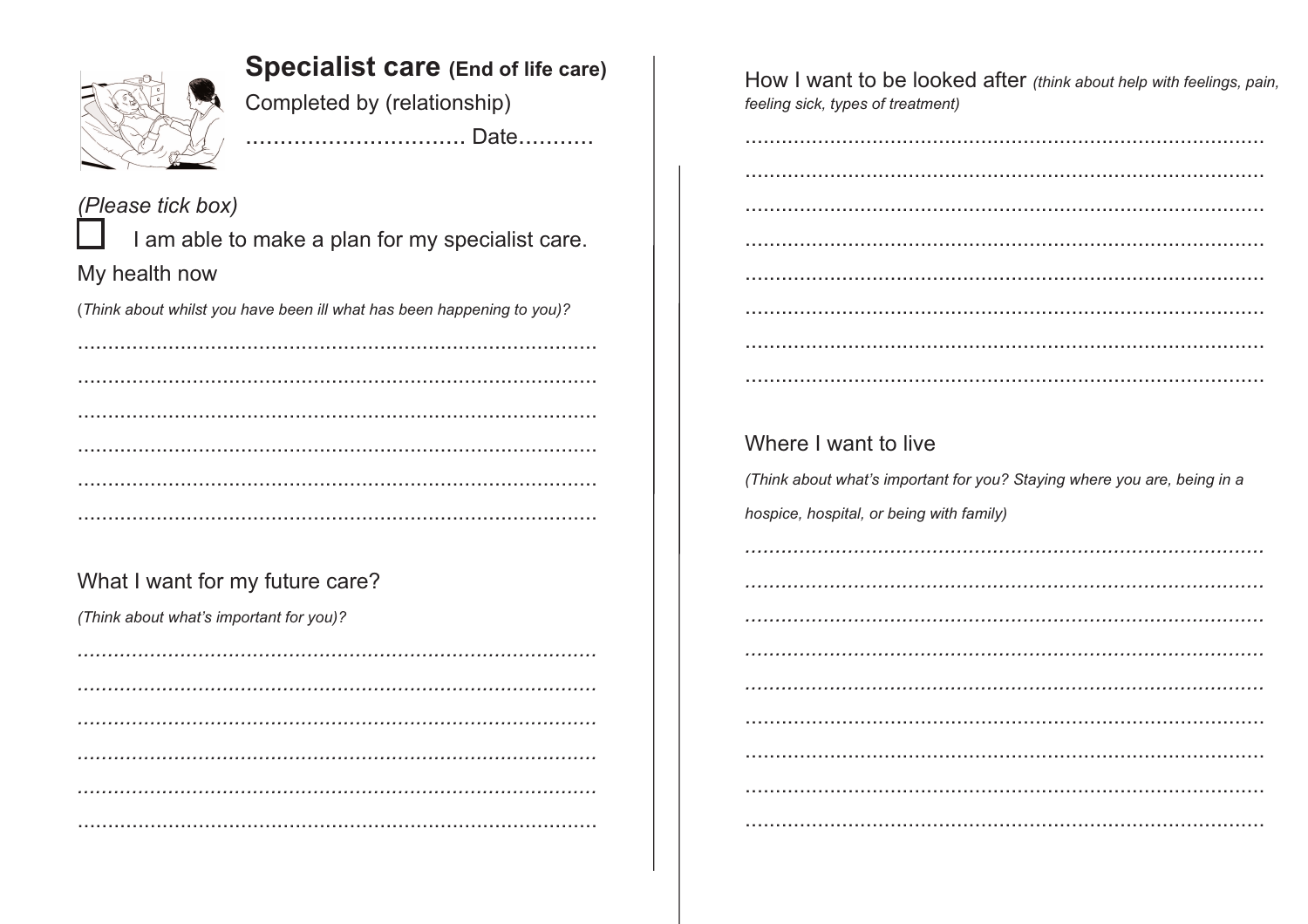## **Specialist care** (End of life care)

Completed by (relationship)

................................ Date...........

*(Please tick box)*

☐ I am able to make a plan for my specialist care.

My health now

(*Think about whilst you have been ill what has been happening to you)?*

.....................................................................................

.....................................................................................

.....................................................................................

.....................................................................................

.....................................................................................

.....................................................................................

What I want for my future care?

*(Think about what's important for you)?*

.....................................................................................

.....................................................................................

.....................................................................................

.....................................................................................

.....................................................................................

.....................................................................................

How I want to be looked after *(think about help with feelings, pain, feeling sick, types of treatment)*

.....................................................................................

.....................................................................................

.....................................................................................

.....................................................................................

.....................................................................................

.....................................................................................

.....................................................................................

.....................................................................................

Where I want to live

*(Think about what's important for you? Staying where you are, being in a hospice, hospital, or being with family)*

.....................................................................................

.....................................................................................

.....................................................................................

.....................................................................................

.....................................................................................

.....................................................................................

.....................................................................................

.....................................................................................

.....................................................................................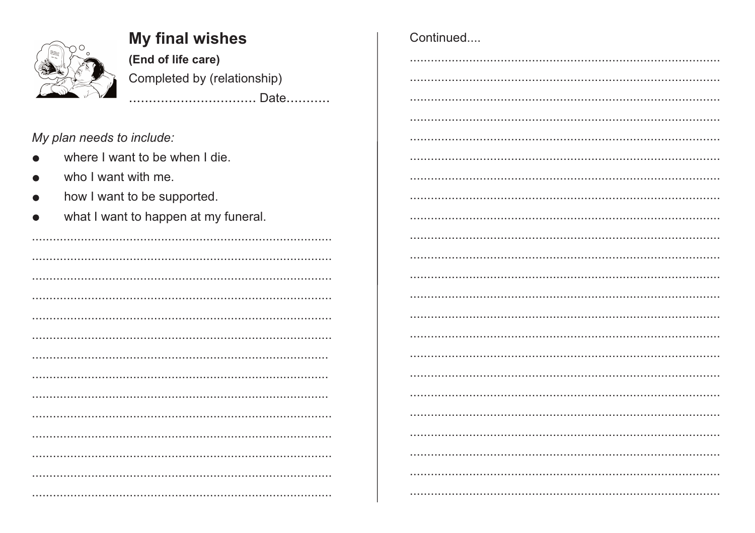## My final wishes

**(End of life care)**

Completed by (relationship)

................................ Date...........

*My plan needs to include:*

- where I want to be when I die.
- who I want with me.
- how I want to be supported.
- what I want to happen at my funeral.

Continued....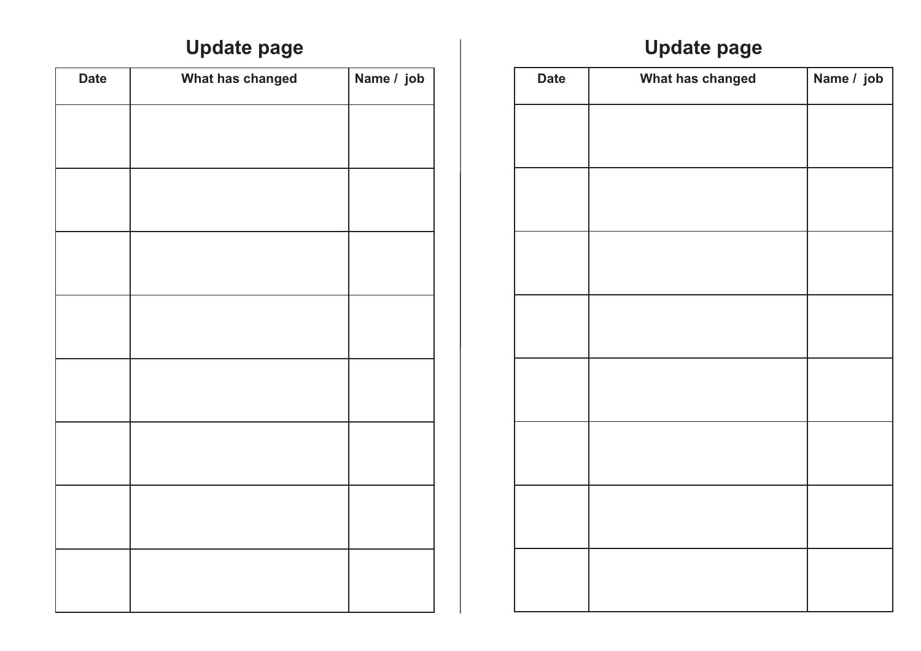## Update page

| Date | What has changed | Name / job |
|---|---|---|
| | | |
| | | |
| | | |
| | | |
| | | |
| | | |
| | | |
| | | |

## Update page

| Date | What has changed | Name / job |
|---|---|---|
| | | |
| | | |
| | | |
| | | |
| | | |
| | | |
| | | |
| | | |